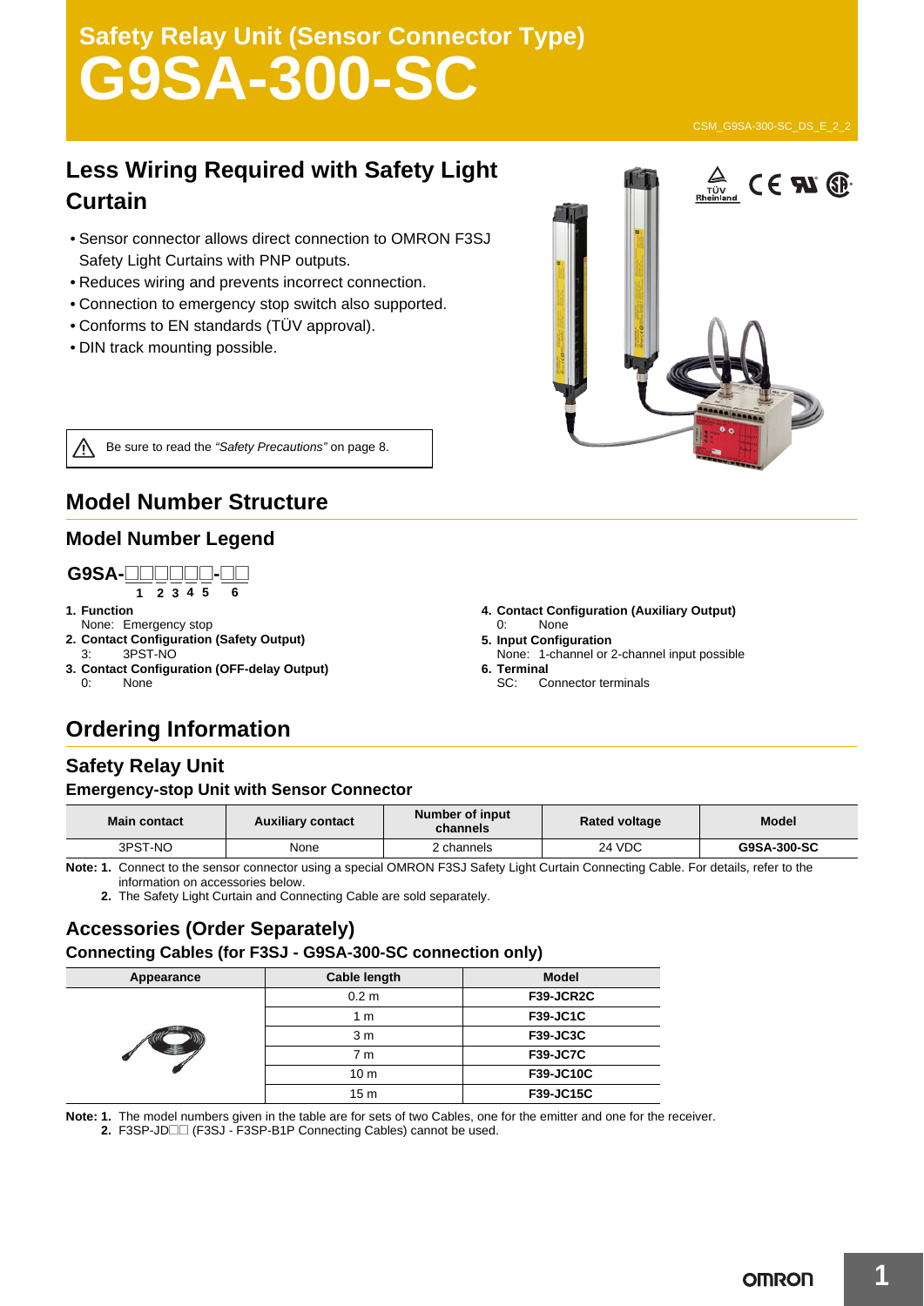# Safety Relay Unit (Sensor Connector Type)
# G9SA-300-SC

CSM_G9SA-300-SC_DS_E_2_2

## Less Wiring Required with Safety Light Curtain

- Sensor connector allows direct connection to OMRON F3SJ Safety Light Curtains with PNP outputs.
- Reduces wiring and prevents incorrect connection.
- Connection to emergency stop switch also supported.
- Conforms to EN standards (TÜV approval).
- DIN track mounting possible.

⚠ Be sure to read the *"Safety Precautions"* on page 8.

## Model Number Structure

### Model Number Legend

**G9SA-□□□□□□-□□**
1 2 3 4 5 6

1. **Function**
   None: Emergency stop
2. **Contact Configuration (Safety Output)**
   3: 3PST-NO
3. **Contact Configuration (OFF-delay Output)**
   0: None
4. **Contact Configuration (Auxiliary Output)**
   0: None
5. **Input Configuration**
   None: 1-channel or 2-channel input possible
6. **Terminal**
   SC: Connector terminals

## Ordering Information

### Safety Relay Unit

**Emergency-stop Unit with Sensor Connector**

| Main contact | Auxiliary contact | Number of input channels | Rated voltage | Model |
|---|---|---|---|---|
| 3PST-NO | None | 2 channels | 24 VDC | **G9SA-300-SC** |

**Note: 1.** Connect to the sensor connector using a special OMRON F3SJ Safety Light Curtain Connecting Cable. For details, refer to the information on accessories below.
**2.** The Safety Light Curtain and Connecting Cable are sold separately.

### Accessories (Order Separately)

**Connecting Cables (for F3SJ - G9SA-300-SC connection only)**

| Appearance | Cable length | Model |
|---|---|---|
| | 0.2 m | **F39-JCR2C** |
| | 1 m | **F39-JC1C** |
| | 3 m | **F39-JC3C** |
| | 7 m | **F39-JC7C** |
| | 10 m | **F39-JC10C** |
| | 15 m | **F39-JC15C** |

**Note: 1.** The model numbers given in the table are for sets of two Cables, one for the emitter and one for the receiver.
**2.** F3SP-JD□□ (F3SJ - F3SP-B1P Connecting Cables) cannot be used.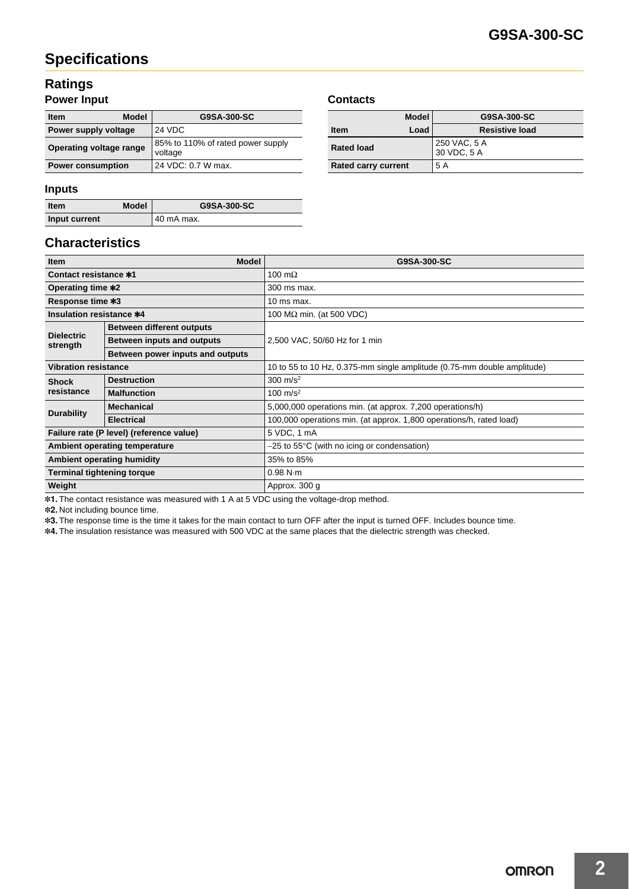# Specifications

## Ratings

### Power Input

| Item / Model | G9SA-300-SC |
|---|---|
| Power supply voltage | 24 VDC |
| Operating voltage range | 85% to 110% of rated power supply voltage |
| Power consumption | 24 VDC: 0.7 W max. |

### Inputs

| Item / Model | G9SA-300-SC |
|---|---|
| Input current | 40 mA max. |

### Contacts

| Model | G9SA-300-SC |
|---|---|
| Item / Load | Resistive load |
| Rated load | 250 VAC, 5 A<br>30 VDC, 5 A |
| Rated carry current | 5 A |

## Characteristics

| Item | Model | G9SA-300-SC |
|---|---|---|
| Contact resistance *1 | | 100 mΩ |
| Operating time *2 | | 300 ms max. |
| Response time *3 | | 10 ms max. |
| Insulation resistance *4 | | 100 MΩ min. (at 500 VDC) |
| Dielectric strength | Between different outputs | 2,500 VAC, 50/60 Hz for 1 min |
| | Between inputs and outputs | |
| | Between power inputs and outputs | |
| Vibration resistance | | 10 to 55 to 10 Hz, 0.375-mm single amplitude (0.75-mm double amplitude) |
| Shock resistance | Destruction | 300 $m/s^2$ |
| | Malfunction | 100 $m/s^2$ |
| Durability | Mechanical | 5,000,000 operations min. (at approx. 7,200 operations/h) |
| | Electrical | 100,000 operations min. (at approx. 1,800 operations/h, rated load) |
| Failure rate (P level) (reference value) | | 5 VDC, 1 mA |
| Ambient operating temperature | | –25 to 55°C (with no icing or condensation) |
| Ambient operating humidity | | 35% to 85% |
| Terminal tightening torque | | 0.98 N·m |
| Weight | | Approx. 300 g |

*1. The contact resistance was measured with 1 A at 5 VDC using the voltage-drop method.

*2. Not including bounce time.

*3. The response time is the time it takes for the main contact to turn OFF after the input is turned OFF. Includes bounce time.

*4. The insulation resistance was measured with 500 VDC at the same places that the dielectric strength was checked.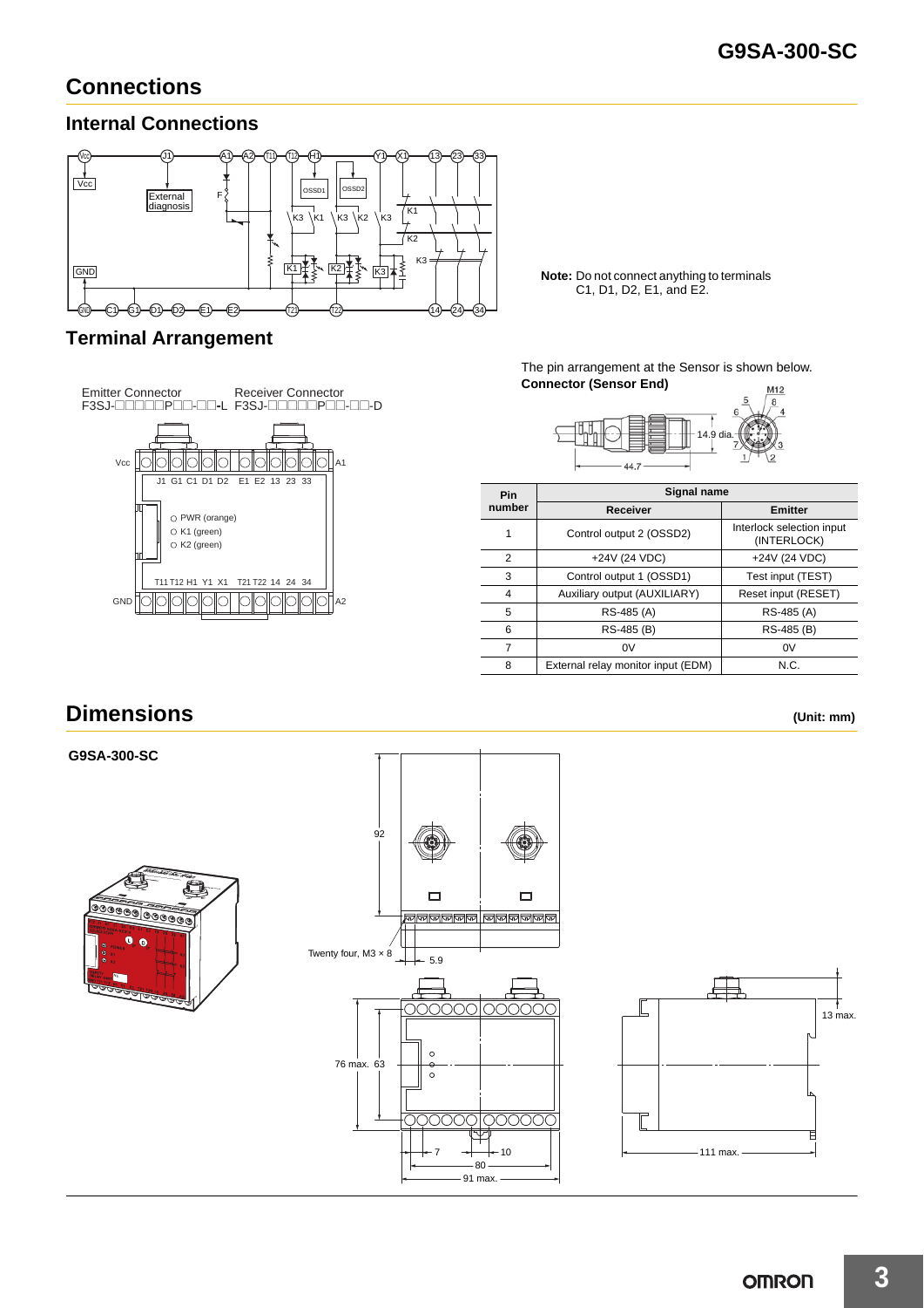# Connections

## Internal Connections

**Note:** Do not connect anything to terminals C1, D1, D2, E1, and E2.

## Terminal Arrangement

Emitter Connector F3SJ-□□□□□P□□-□□-L

Receiver Connector F3SJ-□□□□□P□□-□□-D

The pin arrangement at the Sensor is shown below.

**Connector (Sensor End)**

| Pin number | Signal name | |
|---|---|---|
| | **Receiver** | **Emitter** |
| 1 | Control output 2 (OSSD2) | Interlock selection input (INTERLOCK) |
| 2 | +24V (24 VDC) | +24V (24 VDC) |
| 3 | Control output 1 (OSSD1) | Test input (TEST) |
| 4 | Auxiliary output (AUXILIARY) | Reset input (RESET) |
| 5 | RS-485 (A) | RS-485 (A) |
| 6 | RS-485 (B) | RS-485 (B) |
| 7 | 0V | 0V |
| 8 | External relay monitor input (EDM) | N.C. |

# Dimensions

**(Unit: mm)**

**G9SA-300-SC**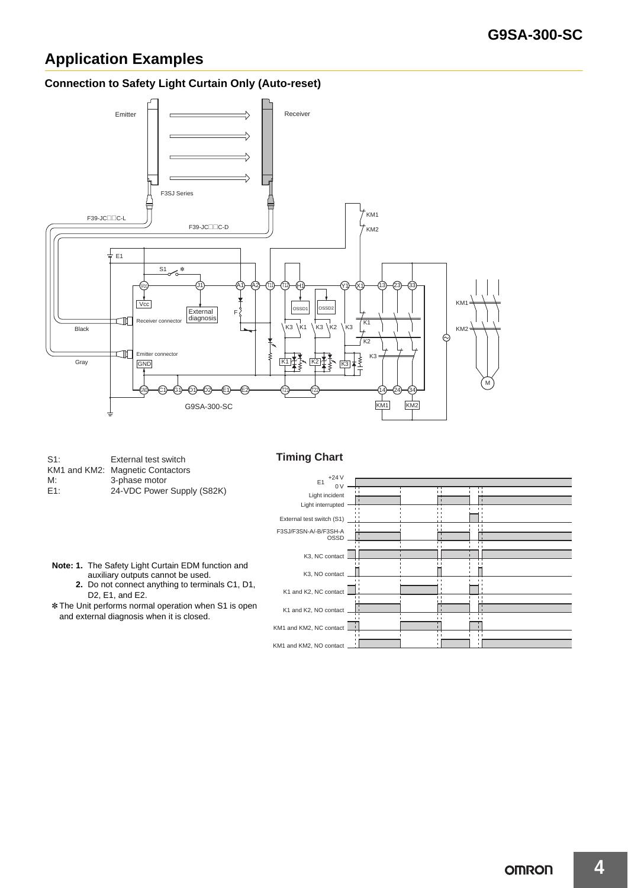# Application Examples

### Connection to Safety Light Curtain Only (Auto-reset)

| | |
|---|---|
| S1: | External test switch |
| KM1 and KM2: | Magnetic Contactors |
| M: | 3-phase motor |
| E1: | 24-VDC Power Supply (S82K) |

**Note: 1.** The Safety Light Curtain EDM function and auxiliary outputs cannot be used.

**2.** Do not connect anything to terminals C1, D1, D2, E1, and E2.

✻ The Unit performs normal operation when S1 is open and external diagnosis when it is closed.

### Timing Chart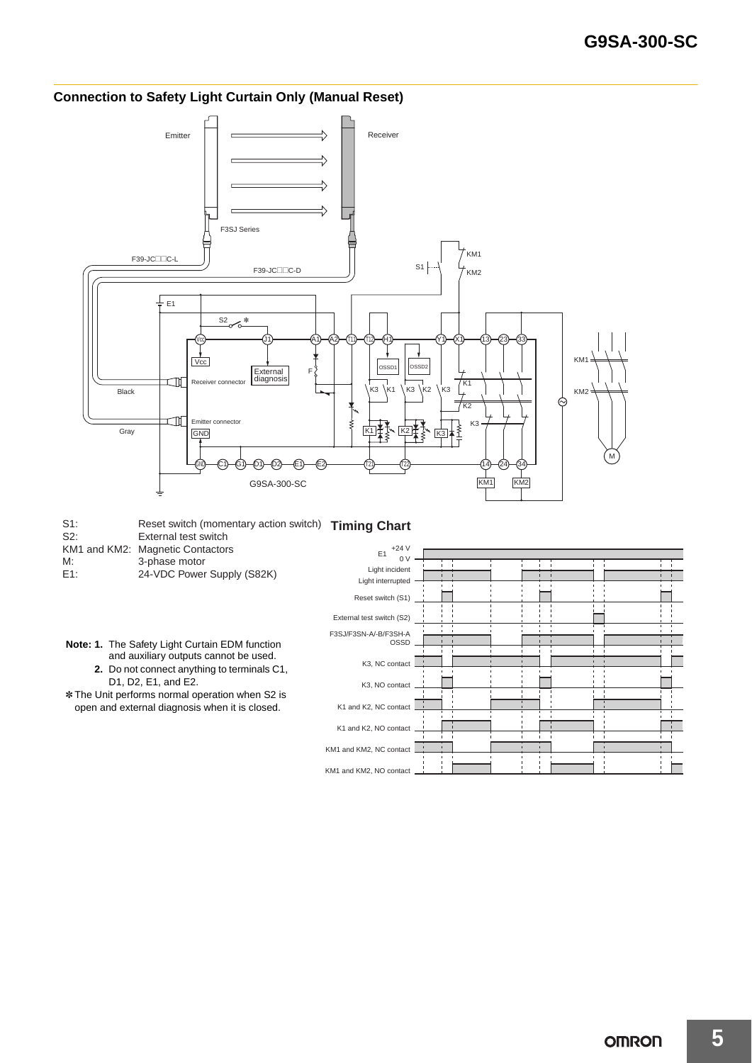## Connection to Safety Light Curtain Only (Manual Reset)

S1: Reset switch (momentary action switch)
S2: External test switch
KM1 and KM2: Magnetic Contactors
M: 3-phase motor
E1: 24-VDC Power Supply (S82K)

**Note: 1.** The Safety Light Curtain EDM function and auxiliary outputs cannot be used.

**2.** Do not connect anything to terminals C1, D1, D2, E1, and E2.

✻ The Unit performs normal operation when S2 is open and external diagnosis when it is closed.

### Timing Chart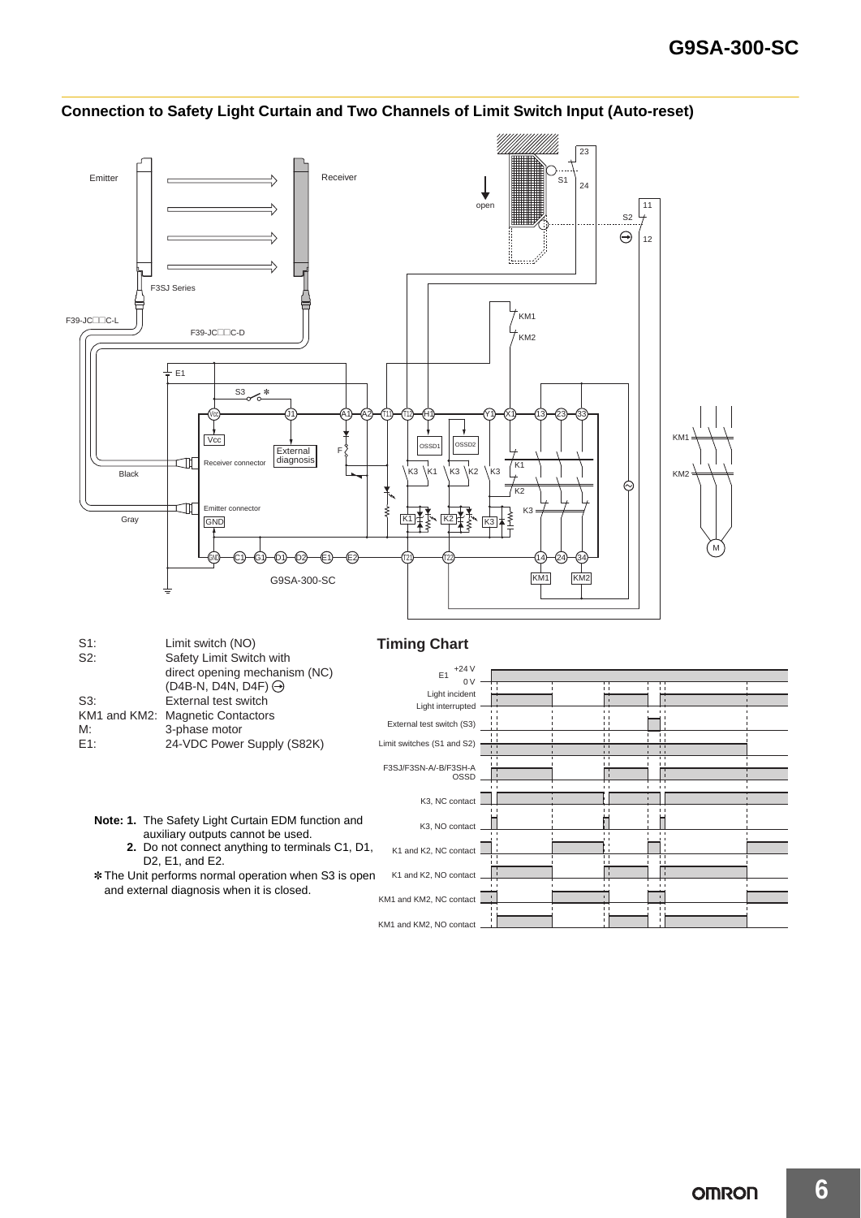## Connection to Safety Light Curtain and Two Channels of Limit Switch Input (Auto-reset)

| | |
|---|---|
| S1: | Limit switch (NO) |
| S2: | Safety Limit Switch with direct opening mechanism (NC) (D4B-N, D4N, D4F) ⊖ |
| S3: | External test switch |
| KM1 and KM2: | Magnetic Contactors |
| M: | 3-phase motor |
| E1: | 24-VDC Power Supply (S82K) |

**Note: 1.** The Safety Light Curtain EDM function and auxiliary outputs cannot be used.

**2.** Do not connect anything to terminals C1, D1, D2, E1, and E2.

✻ The Unit performs normal operation when S3 is open and external diagnosis when it is closed.

### Timing Chart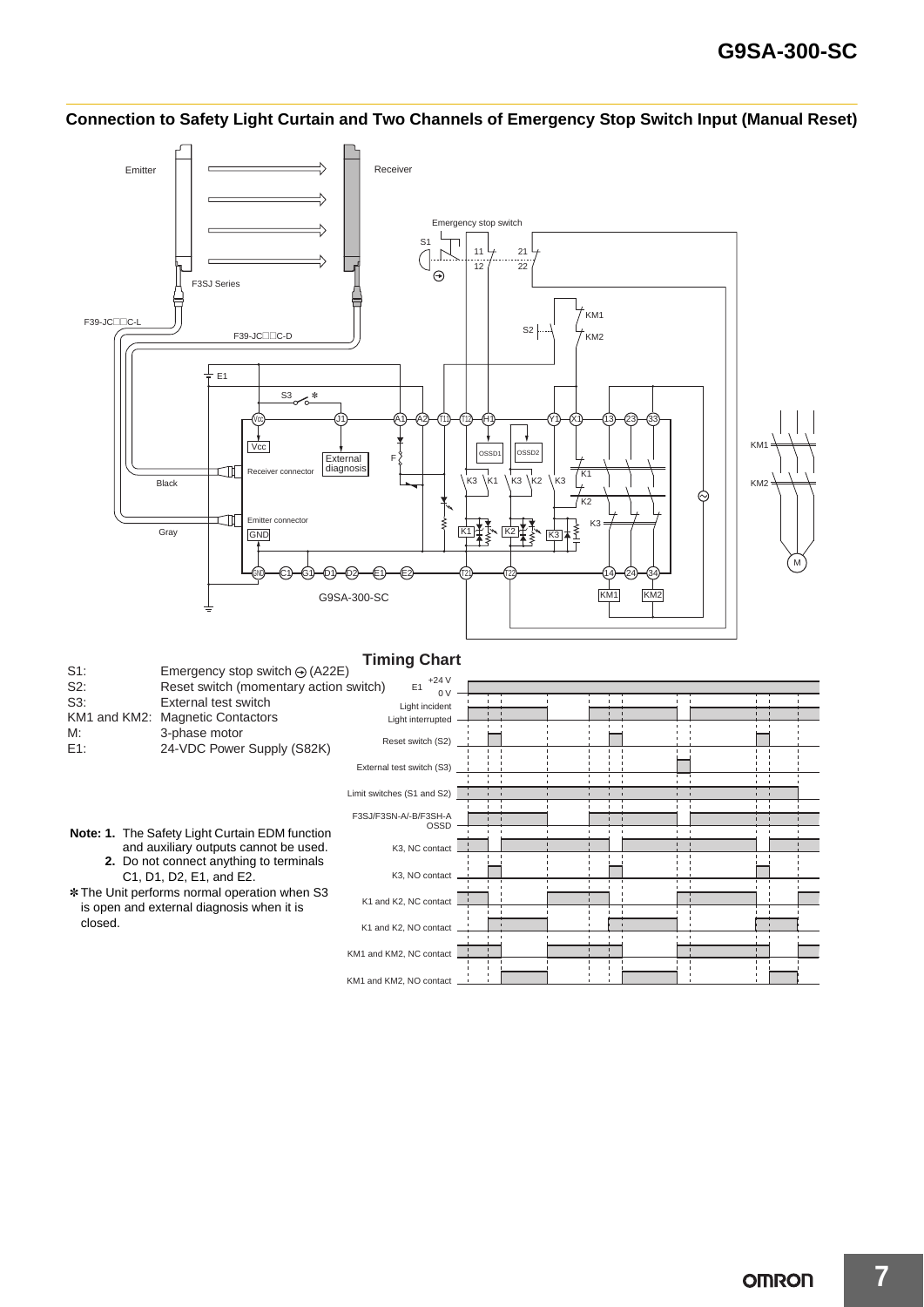## Connection to Safety Light Curtain and Two Channels of Emergency Stop Switch Input (Manual Reset)

S1: Emergency stop switch (A22E)
S2: Reset switch (momentary action switch)
S3: External test switch
KM1 and KM2: Magnetic Contactors
M: 3-phase motor
E1: 24-VDC Power Supply (S82K)

### Timing Chart

**Note: 1.** The Safety Light Curtain EDM function and auxiliary outputs cannot be used.

**2.** Do not connect anything to terminals C1, D1, D2, E1, and E2.

* The Unit performs normal operation when S3 is open and external diagnosis when it is closed.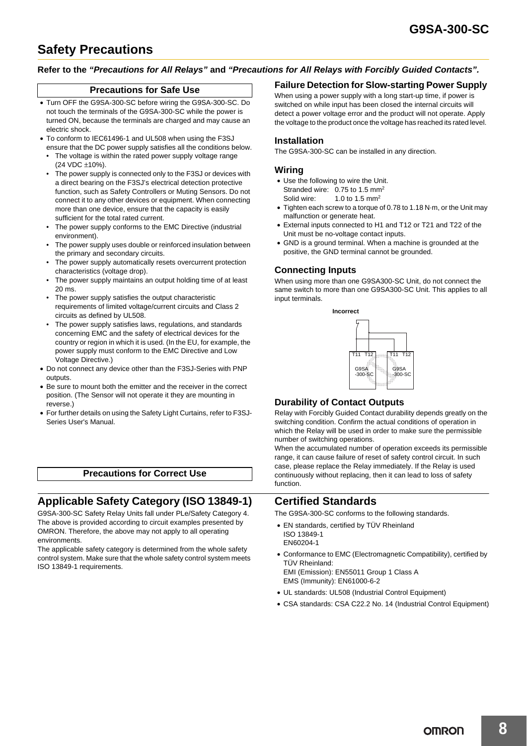# Safety Precautions

**Refer to the *"Precautions for All Relays"* and *"Precautions for All Relays with Forcibly Guided Contacts".***

### Precautions for Safe Use

- Turn OFF the G9SA-300-SC before wiring the G9SA-300-SC. Do not touch the terminals of the G9SA-300-SC while the power is turned ON, because the terminals are charged and may cause an electric shock.
- To conform to IEC61496-1 and UL508 when using the F3SJ ensure that the DC power supply satisfies all the conditions below.
  - The voltage is within the rated power supply voltage range (24 VDC ±10%).
  - The power supply is connected only to the F3SJ or devices with a direct bearing on the F3SJ's electrical detection protective function, such as Safety Controllers or Muting Sensors. Do not connect it to any other devices or equipment. When connecting more than one device, ensure that the capacity is easily sufficient for the total rated current.
  - The power supply conforms to the EMC Directive (industrial environment).
  - The power supply uses double or reinforced insulation between the primary and secondary circuits.
  - The power supply automatically resets overcurrent protection characteristics (voltage drop).
  - The power supply maintains an output holding time of at least 20 ms.
  - The power supply satisfies the output characteristic requirements of limited voltage/current circuits and Class 2 circuits as defined by UL508.
  - The power supply satisfies laws, regulations, and standards concerning EMC and the safety of electrical devices for the country or region in which it is used. (In the EU, for example, the power supply must conform to the EMC Directive and Low Voltage Directive.)
- Do not connect any device other than the F3SJ-Series with PNP outputs.
- Be sure to mount both the emitter and the receiver in the correct position. (The Sensor will not operate it they are mounting in reverse.)
- For further details on using the Safety Light Curtains, refer to F3SJ-Series User's Manual.

### Precautions for Correct Use

### Failure Detection for Slow-starting Power Supply

When using a power supply with a long start-up time, if power is switched on while input has been closed the internal circuits will detect a power voltage error and the product will not operate. Apply the voltage to the product once the voltage has reached its rated level.

### Installation

The G9SA-300-SC can be installed in any direction.

### Wiring

- Use the following to wire the Unit.
  Stranded wire: 0.75 to 1.5 mm$^2$
  Solid wire: 1.0 to 1.5 mm$^2$
- Tighten each screw to a torque of 0.78 to 1.18 N·m, or the Unit may malfunction or generate heat.
- External inputs connected to H1 and T12 or T21 and T22 of the Unit must be no-voltage contact inputs.
- GND is a ground terminal. When a machine is grounded at the positive, the GND terminal cannot be grounded.

### Connecting Inputs

When using more than one G9SA300-SC Unit, do not connect the same switch to more than one G9SA300-SC Unit. This applies to all input terminals.

**Incorrect**

T11 T12 G9SA -300-SC    T11 T12 G9SA -300-SC

### Durability of Contact Outputs

Relay with Forcibly Guided Contact durability depends greatly on the switching condition. Confirm the actual conditions of operation in which the Relay will be used in order to make sure the permissible number of switching operations.

When the accumulated number of operation exceeds its permissible range, it can cause failure of reset of safety control circuit. In such case, please replace the Relay immediately. If the Relay is used continuously without replacing, then it can lead to loss of safety function.

## Applicable Safety Category (ISO 13849-1)

G9SA-300-SC Safety Relay Units fall under PLe/Safety Category 4. The above is provided according to circuit examples presented by OMRON. Therefore, the above may not apply to all operating environments.

The applicable safety category is determined from the whole safety control system. Make sure that the whole safety control system meets ISO 13849-1 requirements.

## Certified Standards

The G9SA-300-SC conforms to the following standards.

- EN standards, certified by TÜV Rheinland
  ISO 13849-1
  EN60204-1
- Conformance to EMC (Electromagnetic Compatibility), certified by TÜV Rheinland:
  EMI (Emission): EN55011 Group 1 Class A
  EMS (Immunity): EN61000-6-2
- UL standards: UL508 (Industrial Control Equipment)
- CSA standards: CSA C22.2 No. 14 (Industrial Control Equipment)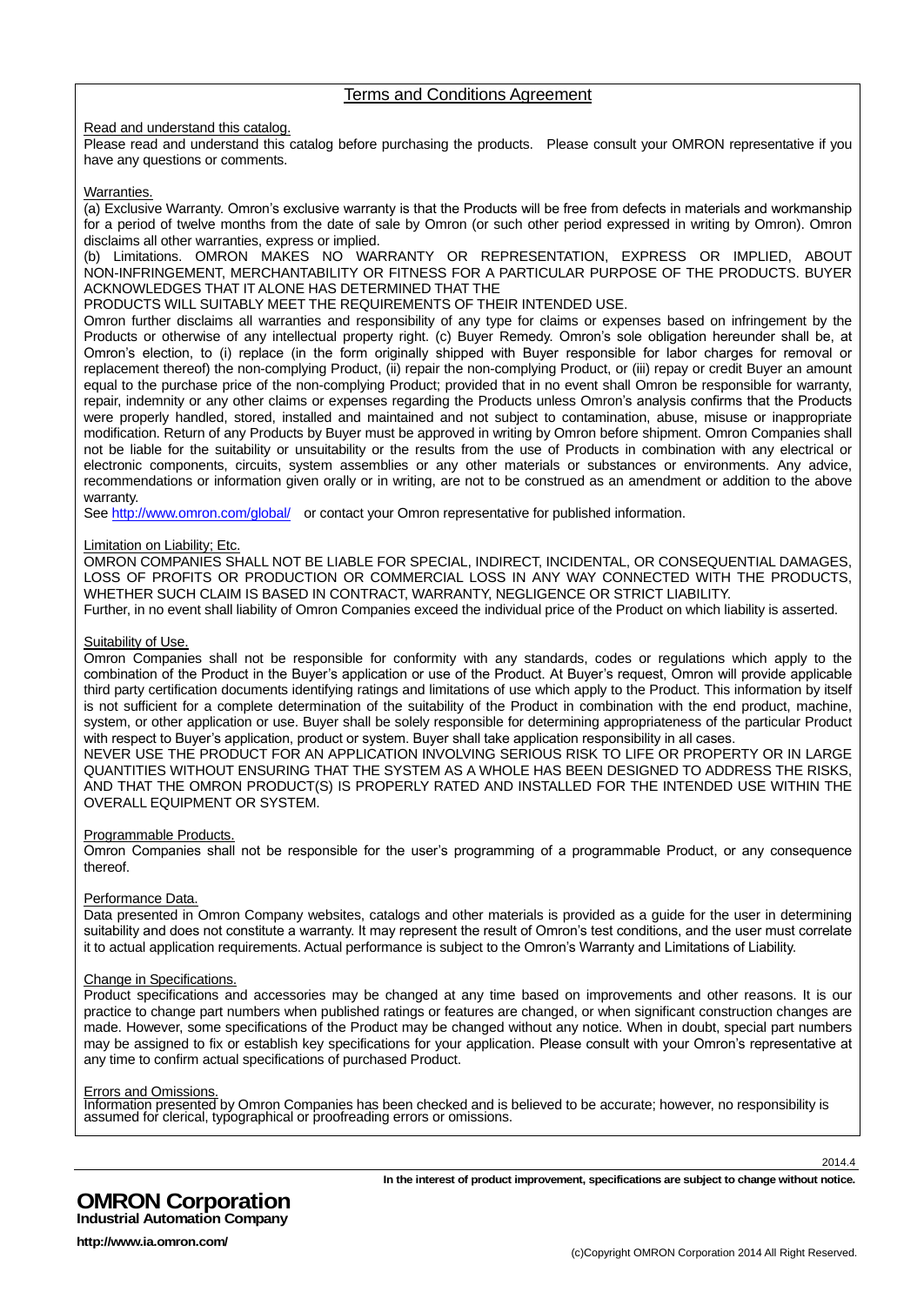## Terms and Conditions Agreement

Read and understand this catalog.

Please read and understand this catalog before purchasing the products. Please consult your OMRON representative if you have any questions or comments.

Warranties.

(a) Exclusive Warranty. Omron's exclusive warranty is that the Products will be free from defects in materials and workmanship for a period of twelve months from the date of sale by Omron (or such other period expressed in writing by Omron). Omron disclaims all other warranties, express or implied.

(b) Limitations. OMRON MAKES NO WARRANTY OR REPRESENTATION, EXPRESS OR IMPLIED, ABOUT NON-INFRINGEMENT, MERCHANTABILITY OR FITNESS FOR A PARTICULAR PURPOSE OF THE PRODUCTS. BUYER ACKNOWLEDGES THAT IT ALONE HAS DETERMINED THAT THE PRODUCTS WILL SUITABLY MEET THE REQUIREMENTS OF THEIR INTENDED USE.

Omron further disclaims all warranties and responsibility of any type for claims or expenses based on infringement by the Products or otherwise of any intellectual property right. (c) Buyer Remedy. Omron's sole obligation hereunder shall be, at Omron's election, to (i) replace (in the form originally shipped with Buyer responsible for labor charges for removal or replacement thereof) the non-complying Product, (ii) repair the non-complying Product, or (iii) repay or credit Buyer an amount equal to the purchase price of the non-complying Product; provided that in no event shall Omron be responsible for warranty, repair, indemnity or any other claims or expenses regarding the Products unless Omron's analysis confirms that the Products were properly handled, stored, installed and maintained and not subject to contamination, abuse, misuse or inappropriate modification. Return of any Products by Buyer must be approved in writing by Omron before shipment. Omron Companies shall not be liable for the suitability or unsuitability or the results from the use of Products in combination with any electrical or electronic components, circuits, system assemblies or any other materials or substances or environments. Any advice, recommendations or information given orally or in writing, are not to be construed as an amendment or addition to the above warranty.

See http://www.omron.com/global/ or contact your Omron representative for published information.

Limitation on Liability; Etc.

OMRON COMPANIES SHALL NOT BE LIABLE FOR SPECIAL, INDIRECT, INCIDENTAL, OR CONSEQUENTIAL DAMAGES, LOSS OF PROFITS OR PRODUCTION OR COMMERCIAL LOSS IN ANY WAY CONNECTED WITH THE PRODUCTS, WHETHER SUCH CLAIM IS BASED IN CONTRACT, WARRANTY, NEGLIGENCE OR STRICT LIABILITY.

Further, in no event shall liability of Omron Companies exceed the individual price of the Product on which liability is asserted.

Suitability of Use.

Omron Companies shall not be responsible for conformity with any standards, codes or regulations which apply to the combination of the Product in the Buyer's application or use of the Product. At Buyer's request, Omron will provide applicable third party certification documents identifying ratings and limitations of use which apply to the Product. This information by itself is not sufficient for a complete determination of the suitability of the Product in combination with the end product, machine, system, or other application or use. Buyer shall be solely responsible for determining appropriateness of the particular Product with respect to Buyer's application, product or system. Buyer shall take application responsibility in all cases.

NEVER USE THE PRODUCT FOR AN APPLICATION INVOLVING SERIOUS RISK TO LIFE OR PROPERTY OR IN LARGE QUANTITIES WITHOUT ENSURING THAT THE SYSTEM AS A WHOLE HAS BEEN DESIGNED TO ADDRESS THE RISKS, AND THAT THE OMRON PRODUCT(S) IS PROPERLY RATED AND INSTALLED FOR THE INTENDED USE WITHIN THE OVERALL EQUIPMENT OR SYSTEM.

Programmable Products.

Omron Companies shall not be responsible for the user's programming of a programmable Product, or any consequence thereof.

Performance Data.

Data presented in Omron Company websites, catalogs and other materials is provided as a guide for the user in determining suitability and does not constitute a warranty. It may represent the result of Omron's test conditions, and the user must correlate it to actual application requirements. Actual performance is subject to the Omron's Warranty and Limitations of Liability.

Change in Specifications.

Product specifications and accessories may be changed at any time based on improvements and other reasons. It is our practice to change part numbers when published ratings or features are changed, or when significant construction changes are made. However, some specifications of the Product may be changed without any notice. When in doubt, special part numbers may be assigned to fix or establish key specifications for your application. Please consult with your Omron's representative at any time to confirm actual specifications of purchased Product.

Errors and Omissions.

Information presented by Omron Companies has been checked and is believed to be accurate; however, no responsibility is assumed for clerical, typographical or proofreading errors or omissions.

2014.4

**In the interest of product improvement, specifications are subject to change without notice.**

**OMRON Corporation**
**Industrial Automation Company**

**http://www.ia.omron.com/**

(c)Copyright OMRON Corporation 2014 All Right Reserved.